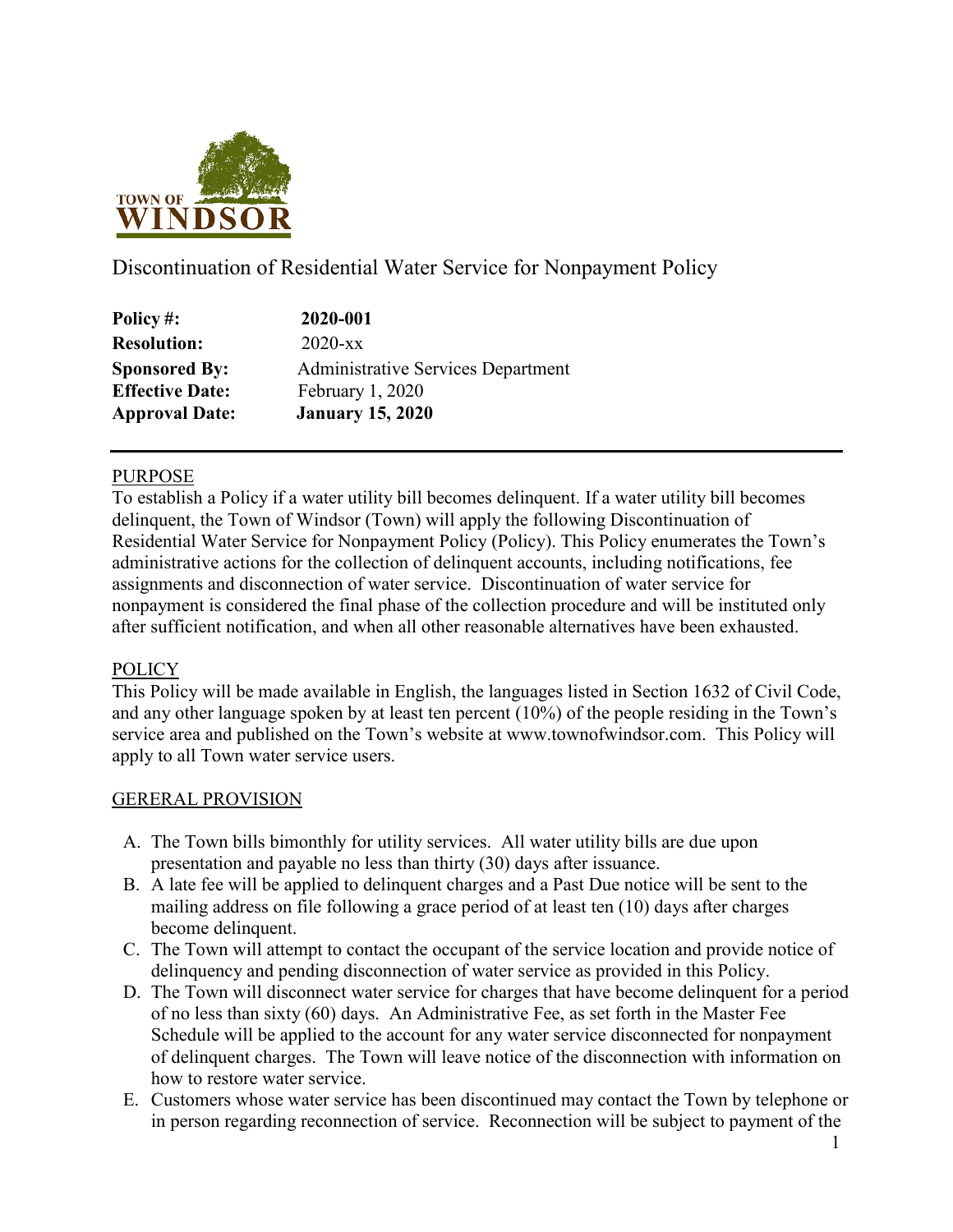# Discontinuation of Residential Water Service for Nonpayment Policy

**Policy #:** **2020-001**
**Resolution:** 2020-xx
**Sponsored By:** Administrative Services Department
**Effective Date:** February 1, 2020
**Approval Date:** **January 15, 2020**

---

## PURPOSE

To establish a Policy if a water utility bill becomes delinquent. If a water utility bill becomes delinquent, the Town of Windsor (Town) will apply the following Discontinuation of Residential Water Service for Nonpayment Policy (Policy). This Policy enumerates the Town's administrative actions for the collection of delinquent accounts, including notifications, fee assignments and disconnection of water service. Discontinuation of water service for nonpayment is considered the final phase of the collection procedure and will be instituted only after sufficient notification, and when all other reasonable alternatives have been exhausted.

## POLICY

This Policy will be made available in English, the languages listed in Section 1632 of Civil Code, and any other language spoken by at least ten percent (10%) of the people residing in the Town's service area and published on the Town's website at www.townofwindsor.com. This Policy will apply to all Town water service users.

## GERERAL PROVISION

A. The Town bills bimonthly for utility services. All water utility bills are due upon presentation and payable no less than thirty (30) days after issuance.

B. A late fee will be applied to delinquent charges and a Past Due notice will be sent to the mailing address on file following a grace period of at least ten (10) days after charges become delinquent.

C. The Town will attempt to contact the occupant of the service location and provide notice of delinquency and pending disconnection of water service as provided in this Policy.

D. The Town will disconnect water service for charges that have become delinquent for a period of no less than sixty (60) days. An Administrative Fee, as set forth in the Master Fee Schedule will be applied to the account for any water service disconnected for nonpayment of delinquent charges. The Town will leave notice of the disconnection with information on how to restore water service.

E. Customers whose water service has been discontinued may contact the Town by telephone or in person regarding reconnection of service. Reconnection will be subject to payment of the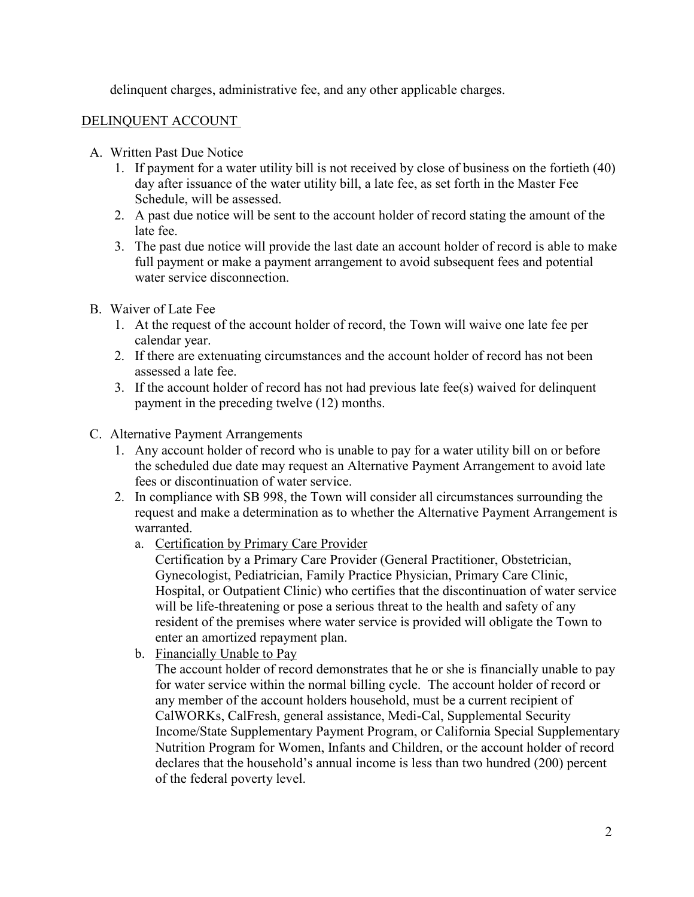delinquent charges, administrative fee, and any other applicable charges.

<u>DELINQUENT ACCOUNT</u>

A. Written Past Due Notice
   1. If payment for a water utility bill is not received by close of business on the fortieth (40) day after issuance of the water utility bill, a late fee, as set forth in the Master Fee Schedule, will be assessed.
   2. A past due notice will be sent to the account holder of record stating the amount of the late fee.
   3. The past due notice will provide the last date an account holder of record is able to make full payment or make a payment arrangement to avoid subsequent fees and potential water service disconnection.

B. Waiver of Late Fee
   1. At the request of the account holder of record, the Town will waive one late fee per calendar year.
   2. If there are extenuating circumstances and the account holder of record has not been assessed a late fee.
   3. If the account holder of record has not had previous late fee(s) waived for delinquent payment in the preceding twelve (12) months.

C. Alternative Payment Arrangements
   1. Any account holder of record who is unable to pay for a water utility bill on or before the scheduled due date may request an Alternative Payment Arrangement to avoid late fees or discontinuation of water service.
   2. In compliance with SB 998, the Town will consider all circumstances surrounding the request and make a determination as to whether the Alternative Payment Arrangement is warranted.
      a. <u>Certification by Primary Care Provider</u>
         Certification by a Primary Care Provider (General Practitioner, Obstetrician, Gynecologist, Pediatrician, Family Practice Physician, Primary Care Clinic, Hospital, or Outpatient Clinic) who certifies that the discontinuation of water service will be life-threatening or pose a serious threat to the health and safety of any resident of the premises where water service is provided will obligate the Town to enter an amortized repayment plan.
      b. <u>Financially Unable to Pay</u>
         The account holder of record demonstrates that he or she is financially unable to pay for water service within the normal billing cycle. The account holder of record or any member of the account holders household, must be a current recipient of CalWORKs, CalFresh, general assistance, Medi-Cal, Supplemental Security Income/State Supplementary Payment Program, or California Special Supplementary Nutrition Program for Women, Infants and Children, or the account holder of record declares that the household's annual income is less than two hundred (200) percent of the federal poverty level.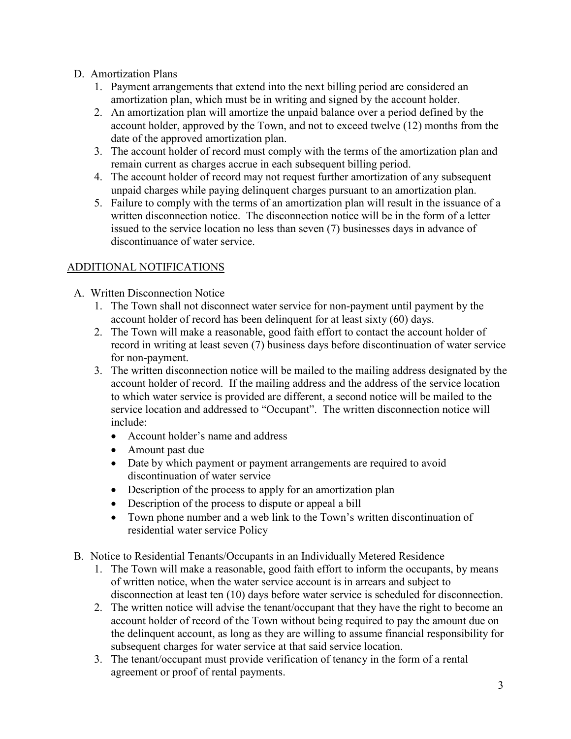D. Amortization Plans

1. Payment arrangements that extend into the next billing period are considered an amortization plan, which must be in writing and signed by the account holder.
2. An amortization plan will amortize the unpaid balance over a period defined by the account holder, approved by the Town, and not to exceed twelve (12) months from the date of the approved amortization plan.
3. The account holder of record must comply with the terms of the amortization plan and remain current as charges accrue in each subsequent billing period.
4. The account holder of record may not request further amortization of any subsequent unpaid charges while paying delinquent charges pursuant to an amortization plan.
5. Failure to comply with the terms of an amortization plan will result in the issuance of a written disconnection notice. The disconnection notice will be in the form of a letter issued to the service location no less than seven (7) businesses days in advance of discontinuance of water service.

## ADDITIONAL NOTIFICATIONS

A. Written Disconnection Notice

1. The Town shall not disconnect water service for non-payment until payment by the account holder of record has been delinquent for at least sixty (60) days.
2. The Town will make a reasonable, good faith effort to contact the account holder of record in writing at least seven (7) business days before discontinuation of water service for non-payment.
3. The written disconnection notice will be mailed to the mailing address designated by the account holder of record. If the mailing address and the address of the service location to which water service is provided are different, a second notice will be mailed to the service location and addressed to "Occupant". The written disconnection notice will include:
   - Account holder's name and address
   - Amount past due
   - Date by which payment or payment arrangements are required to avoid discontinuation of water service
   - Description of the process to apply for an amortization plan
   - Description of the process to dispute or appeal a bill
   - Town phone number and a web link to the Town's written discontinuation of residential water service Policy

B. Notice to Residential Tenants/Occupants in an Individually Metered Residence

1. The Town will make a reasonable, good faith effort to inform the occupants, by means of written notice, when the water service account is in arrears and subject to disconnection at least ten (10) days before water service is scheduled for disconnection.
2. The written notice will advise the tenant/occupant that they have the right to become an account holder of record of the Town without being required to pay the amount due on the delinquent account, as long as they are willing to assume financial responsibility for subsequent charges for water service at that said service location.
3. The tenant/occupant must provide verification of tenancy in the form of a rental agreement or proof of rental payments.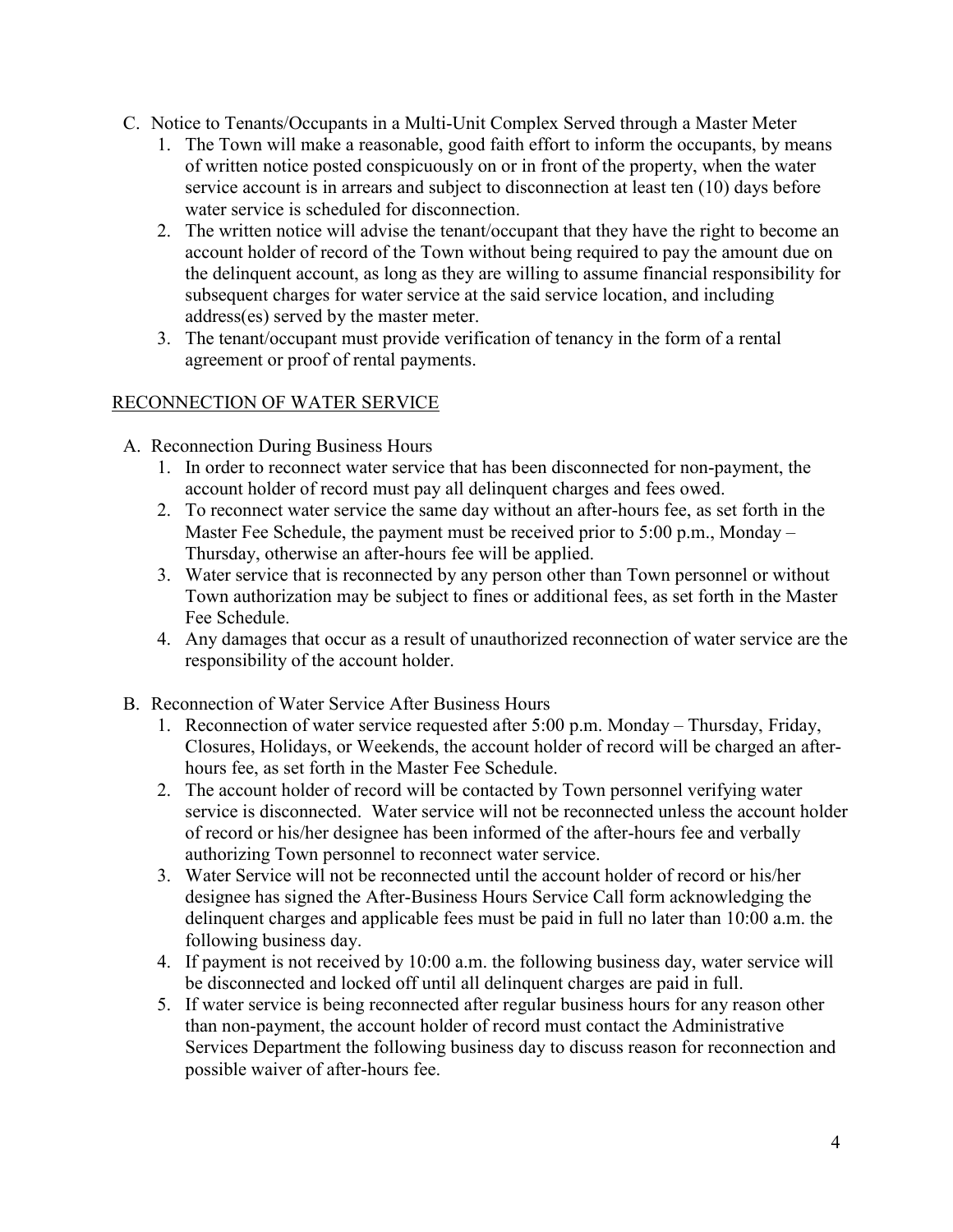C. Notice to Tenants/Occupants in a Multi-Unit Complex Served through a Master Meter
   1. The Town will make a reasonable, good faith effort to inform the occupants, by means of written notice posted conspicuously on or in front of the property, when the water service account is in arrears and subject to disconnection at least ten (10) days before water service is scheduled for disconnection.
   2. The written notice will advise the tenant/occupant that they have the right to become an account holder of record of the Town without being required to pay the amount due on the delinquent account, as long as they are willing to assume financial responsibility for subsequent charges for water service at the said service location, and including address(es) served by the master meter.
   3. The tenant/occupant must provide verification of tenancy in the form of a rental agreement or proof of rental payments.

## RECONNECTION OF WATER SERVICE

A. Reconnection During Business Hours
   1. In order to reconnect water service that has been disconnected for non-payment, the account holder of record must pay all delinquent charges and fees owed.
   2. To reconnect water service the same day without an after-hours fee, as set forth in the Master Fee Schedule, the payment must be received prior to 5:00 p.m., Monday – Thursday, otherwise an after-hours fee will be applied.
   3. Water service that is reconnected by any person other than Town personnel or without Town authorization may be subject to fines or additional fees, as set forth in the Master Fee Schedule.
   4. Any damages that occur as a result of unauthorized reconnection of water service are the responsibility of the account holder.

B. Reconnection of Water Service After Business Hours
   1. Reconnection of water service requested after 5:00 p.m. Monday – Thursday, Friday, Closures, Holidays, or Weekends, the account holder of record will be charged an after-hours fee, as set forth in the Master Fee Schedule.
   2. The account holder of record will be contacted by Town personnel verifying water service is disconnected. Water service will not be reconnected unless the account holder of record or his/her designee has been informed of the after-hours fee and verbally authorizing Town personnel to reconnect water service.
   3. Water Service will not be reconnected until the account holder of record or his/her designee has signed the After-Business Hours Service Call form acknowledging the delinquent charges and applicable fees must be paid in full no later than 10:00 a.m. the following business day.
   4. If payment is not received by 10:00 a.m. the following business day, water service will be disconnected and locked off until all delinquent charges are paid in full.
   5. If water service is being reconnected after regular business hours for any reason other than non-payment, the account holder of record must contact the Administrative Services Department the following business day to discuss reason for reconnection and possible waiver of after-hours fee.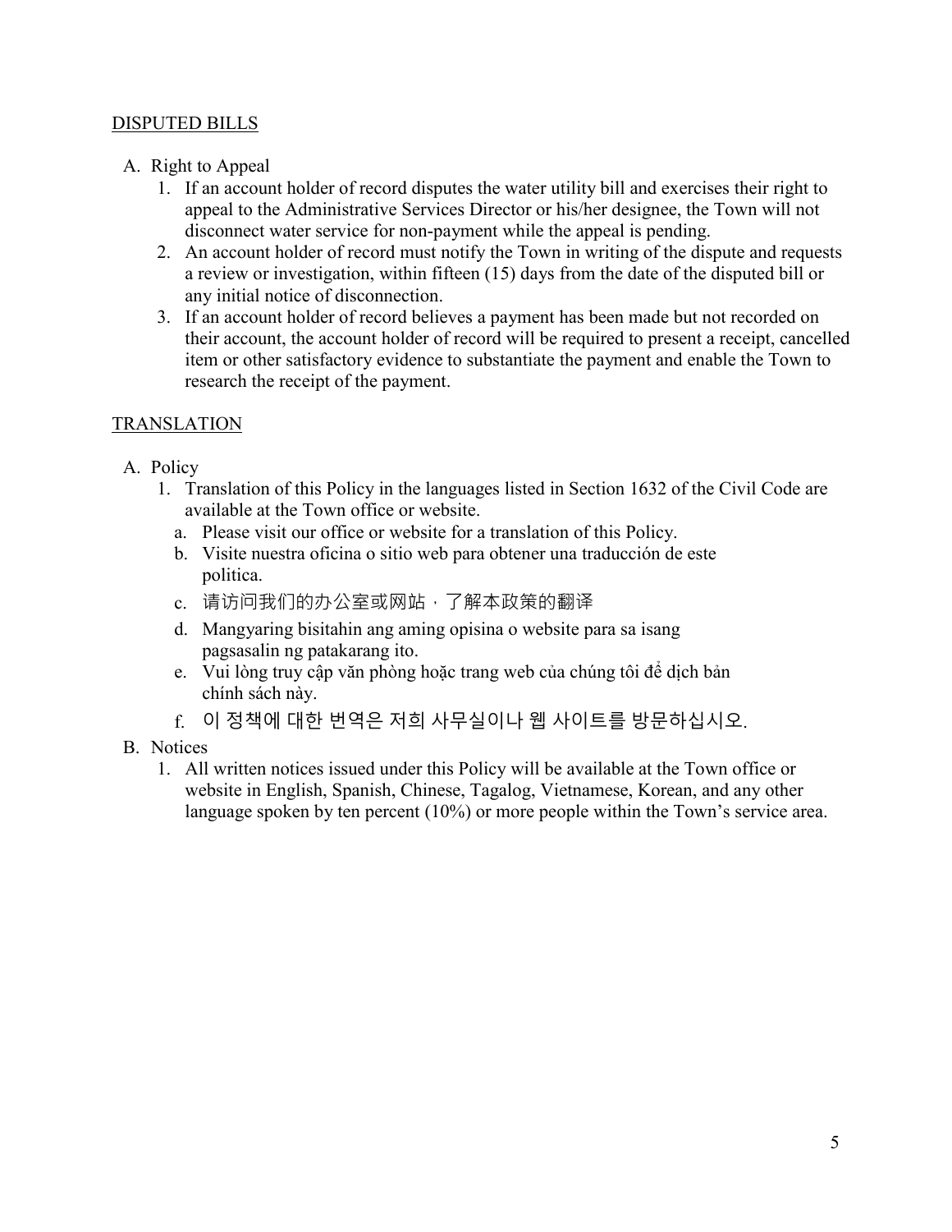## DISPUTED BILLS

A. Right to Appeal

1. If an account holder of record disputes the water utility bill and exercises their right to appeal to the Administrative Services Director or his/her designee, the Town will not disconnect water service for non-payment while the appeal is pending.
2. An account holder of record must notify the Town in writing of the dispute and requests a review or investigation, within fifteen (15) days from the date of the disputed bill or any initial notice of disconnection.
3. If an account holder of record believes a payment has been made but not recorded on their account, the account holder of record will be required to present a receipt, cancelled item or other satisfactory evidence to substantiate the payment and enable the Town to research the receipt of the payment.

## TRANSLATION

A. Policy

1. Translation of this Policy in the languages listed in Section 1632 of the Civil Code are available at the Town office or website.
   a. Please visit our office or website for a translation of this Policy.
   b. Visite nuestra oficina o sitio web para obtener una traducción de este politica.
   c. 请访问我们的办公室或网站，了解本政策的翻译
   d. Mangyaring bisitahin ang aming opisina o website para sa isang pagsasalin ng patakarang ito.
   e. Vui lòng truy cập văn phòng hoặc trang web của chúng tôi để dịch bản chính sách này.
   f. 이 정책에 대한 번역은 저희 사무실이나 웹 사이트를 방문하십시오.

B. Notices

1. All written notices issued under this Policy will be available at the Town office or website in English, Spanish, Chinese, Tagalog, Vietnamese, Korean, and any other language spoken by ten percent (10%) or more people within the Town's service area.